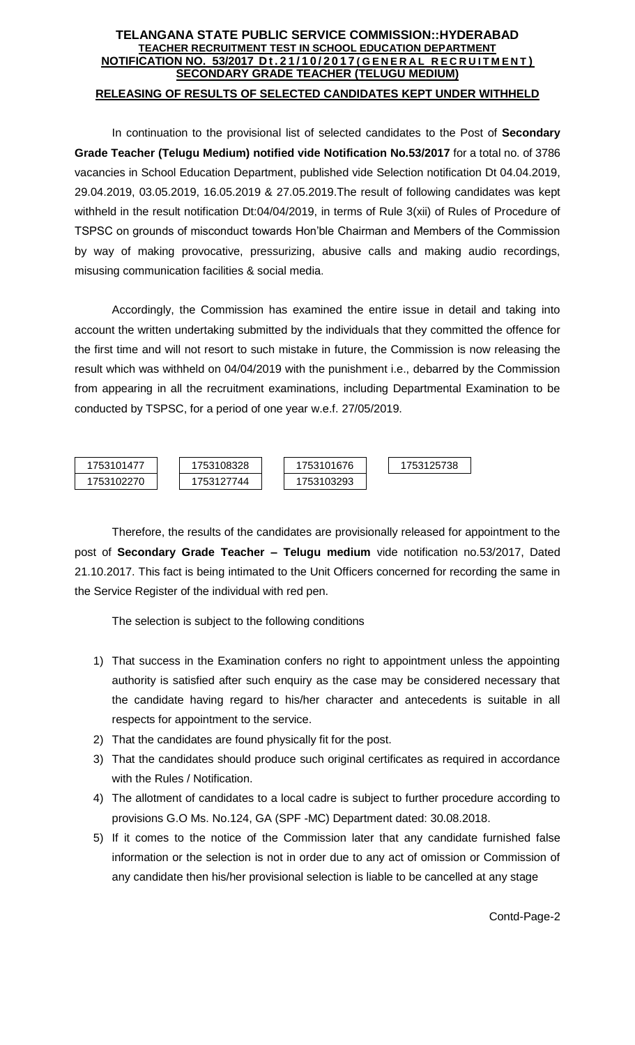**TELANGANA STATE PUBLIC SERVICE COMMISSION::HYDERABAD**
**TEACHER RECRUITMENT TEST IN SCHOOL EDUCATION DEPARTMENT**
**NOTIFICATION NO. 53/2017 Dt.21/10/2017(GENERAL RECRUITMENT)**
**SECONDARY GRADE TEACHER (TELUGU MEDIUM)**

**RELEASING OF RESULTS OF SELECTED CANDIDATES KEPT UNDER WITHHELD**

In continuation to the provisional list of selected candidates to the Post of **Secondary Grade Teacher (Telugu Medium) notified vide Notification No.53/2017** for a total no. of 3786 vacancies in School Education Department, published vide Selection notification Dt 04.04.2019, 29.04.2019, 03.05.2019, 16.05.2019 & 27.05.2019.The result of following candidates was kept withheld in the result notification Dt:04/04/2019, in terms of Rule 3(xii) of Rules of Procedure of TSPSC on grounds of misconduct towards Hon'ble Chairman and Members of the Commission by way of making provocative, pressurizing, abusive calls and making audio recordings, misusing communication facilities & social media.

Accordingly, the Commission has examined the entire issue in detail and taking into account the written undertaking submitted by the individuals that they committed the offence for the first time and will not resort to such mistake in future, the Commission is now releasing the result which was withheld on 04/04/2019 with the punishment i.e., debarred by the Commission from appearing in all the recruitment examinations, including Departmental Examination to be conducted by TSPSC, for a period of one year w.e.f. 27/05/2019.

| | | | |
|---|---|---|---|
| 1753101477 | 1753108328 | 1753101676 | 1753125738 |
| 1753102270 | 1753127744 | 1753103293 | |

Therefore, the results of the candidates are provisionally released for appointment to the post of **Secondary Grade Teacher – Telugu medium** vide notification no.53/2017, Dated 21.10.2017. This fact is being intimated to the Unit Officers concerned for recording the same in the Service Register of the individual with red pen.

The selection is subject to the following conditions

1) That success in the Examination confers no right to appointment unless the appointing authority is satisfied after such enquiry as the case may be considered necessary that the candidate having regard to his/her character and antecedents is suitable in all respects for appointment to the service.
2) That the candidates are found physically fit for the post.
3) That the candidates should produce such original certificates as required in accordance with the Rules / Notification.
4) The allotment of candidates to a local cadre is subject to further procedure according to provisions G.O Ms. No.124, GA (SPF -MC) Department dated: 30.08.2018.
5) If it comes to the notice of the Commission later that any candidate furnished false information or the selection is not in order due to any act of omission or Commission of any candidate then his/her provisional selection is liable to be cancelled at any stage

Contd-Page-2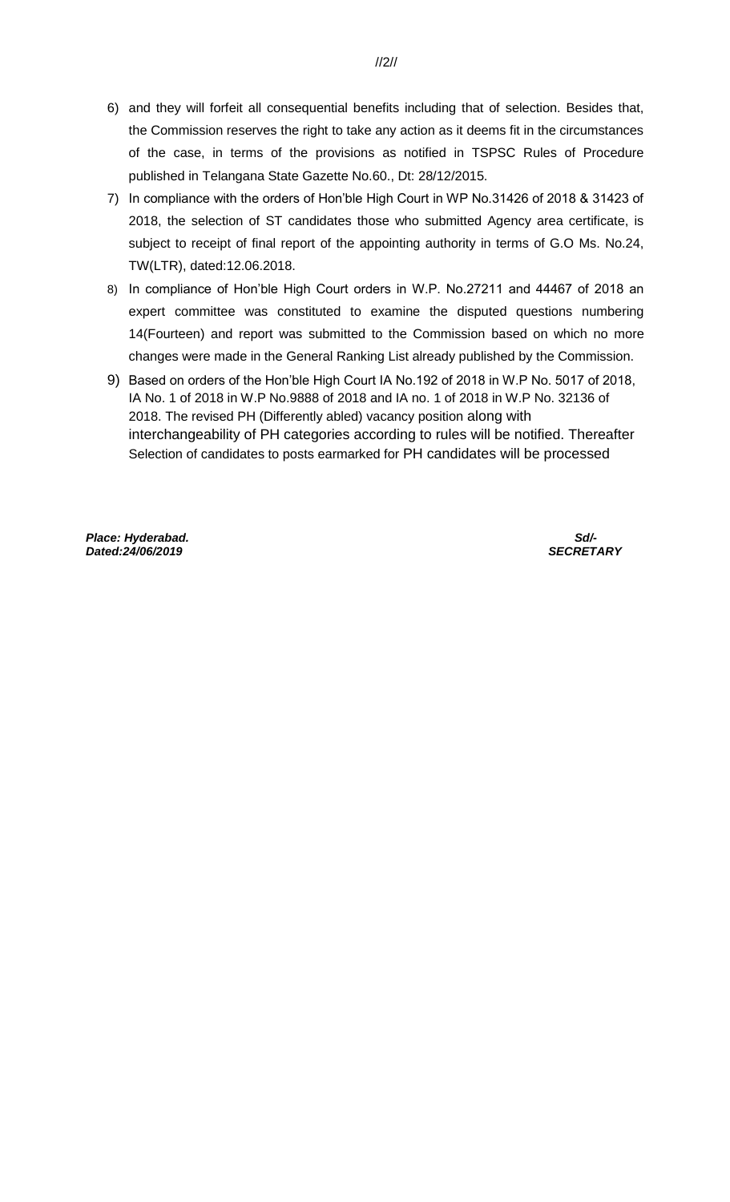6) and they will forfeit all consequential benefits including that of selection. Besides that, the Commission reserves the right to take any action as it deems fit in the circumstances of the case, in terms of the provisions as notified in TSPSC Rules of Procedure published in Telangana State Gazette No.60., Dt: 28/12/2015.

7) In compliance with the orders of Hon'ble High Court in WP No.31426 of 2018 & 31423 of 2018, the selection of ST candidates those who submitted Agency area certificate, is subject to receipt of final report of the appointing authority in terms of G.O Ms. No.24, TW(LTR), dated:12.06.2018.

8) In compliance of Hon'ble High Court orders in W.P. No.27211 and 44467 of 2018 an expert committee was constituted to examine the disputed questions numbering 14(Fourteen) and report was submitted to the Commission based on which no more changes were made in the General Ranking List already published by the Commission.

9) Based on orders of the Hon'ble High Court IA No.192 of 2018 in W.P No. 5017 of 2018, IA No. 1 of 2018 in W.P No.9888 of 2018 and IA no. 1 of 2018 in W.P No. 32136 of 2018. The revised PH (Differently abled) vacancy position along with interchangeability of PH categories according to rules will be notified. Thereafter Selection of candidates to posts earmarked for PH candidates will be processed

***Place: Hyderabad.***
***Dated:24/06/2019***

***Sd/-***
***SECRETARY***